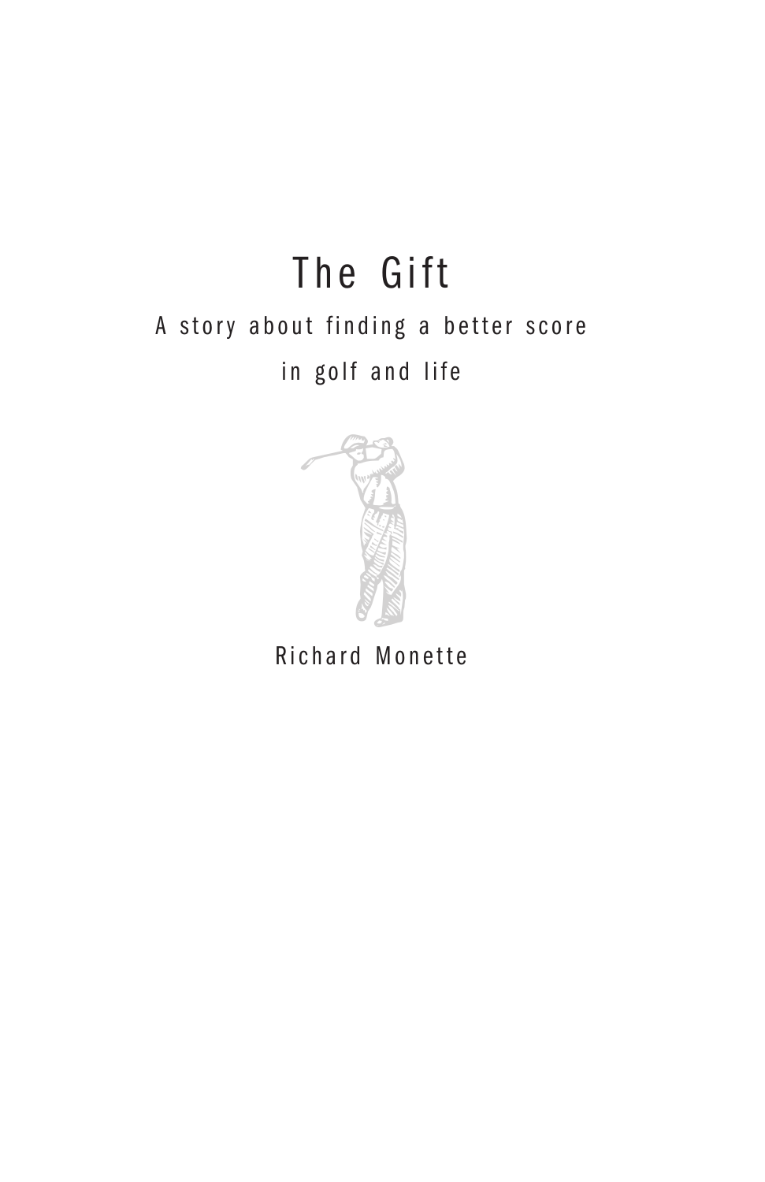# The Gift

## A story about finding a better score in golf and life

Richard Monette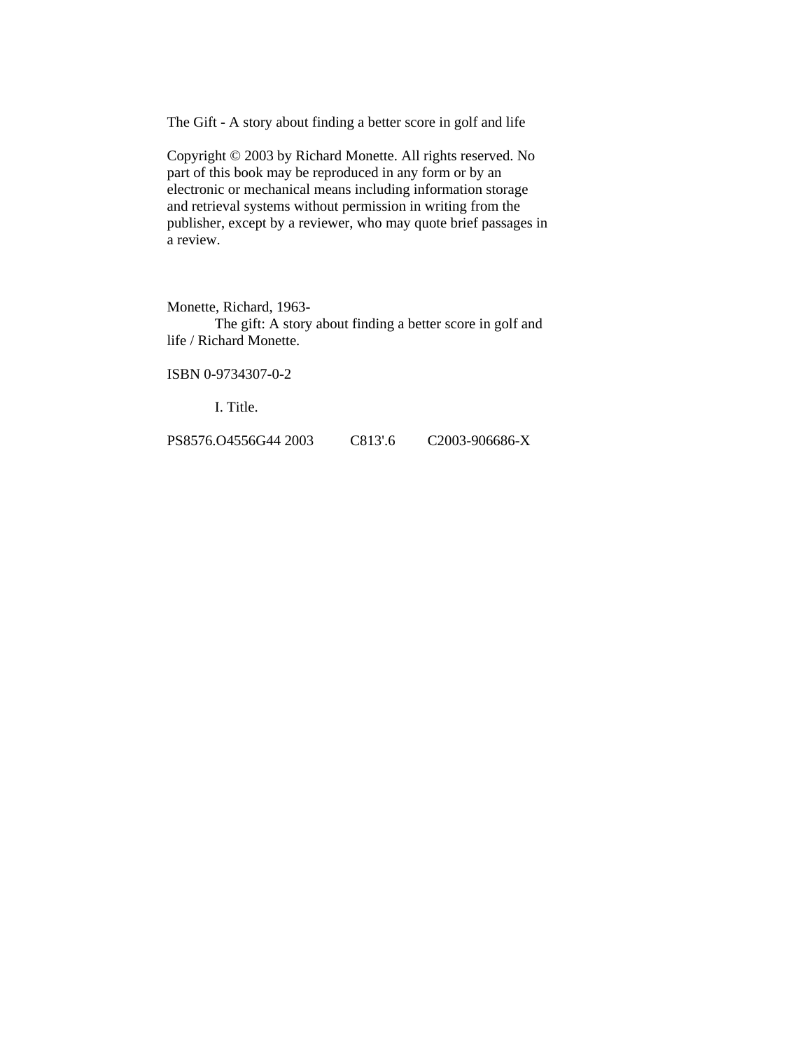The Gift - A story about finding a better score in golf and life

Copyright © 2003 by Richard Monette. All rights reserved. No part of this book may be reproduced in any form or by an electronic or mechanical means including information storage and retrieval systems without permission in writing from the publisher, except by a reviewer, who may quote brief passages in a review.

Monette, Richard, 1963-
The gift: A story about finding a better score in golf and life / Richard Monette.

ISBN 0-9734307-0-2

I. Title.

PS8576.O4556G44 2003 C813'.6 C2003-906686-X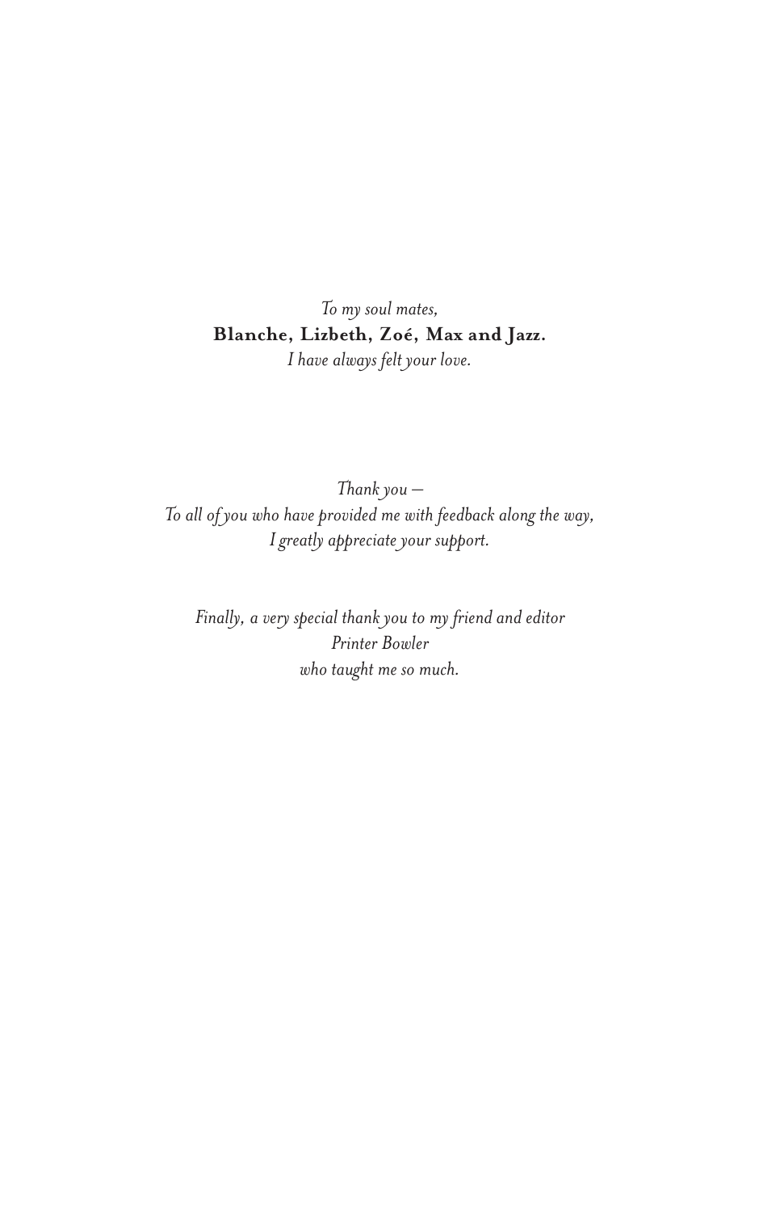*To my soul mates,*
**Blanche, Lizbeth, Zoé, Max and Jazz.**
*I have always felt your love.*

*Thank you —*
*To all of you who have provided me with feedback along the way,*
*I greatly appreciate your support.*

*Finally, a very special thank you to my friend and editor*
*Printer Bowler*
*who taught me so much.*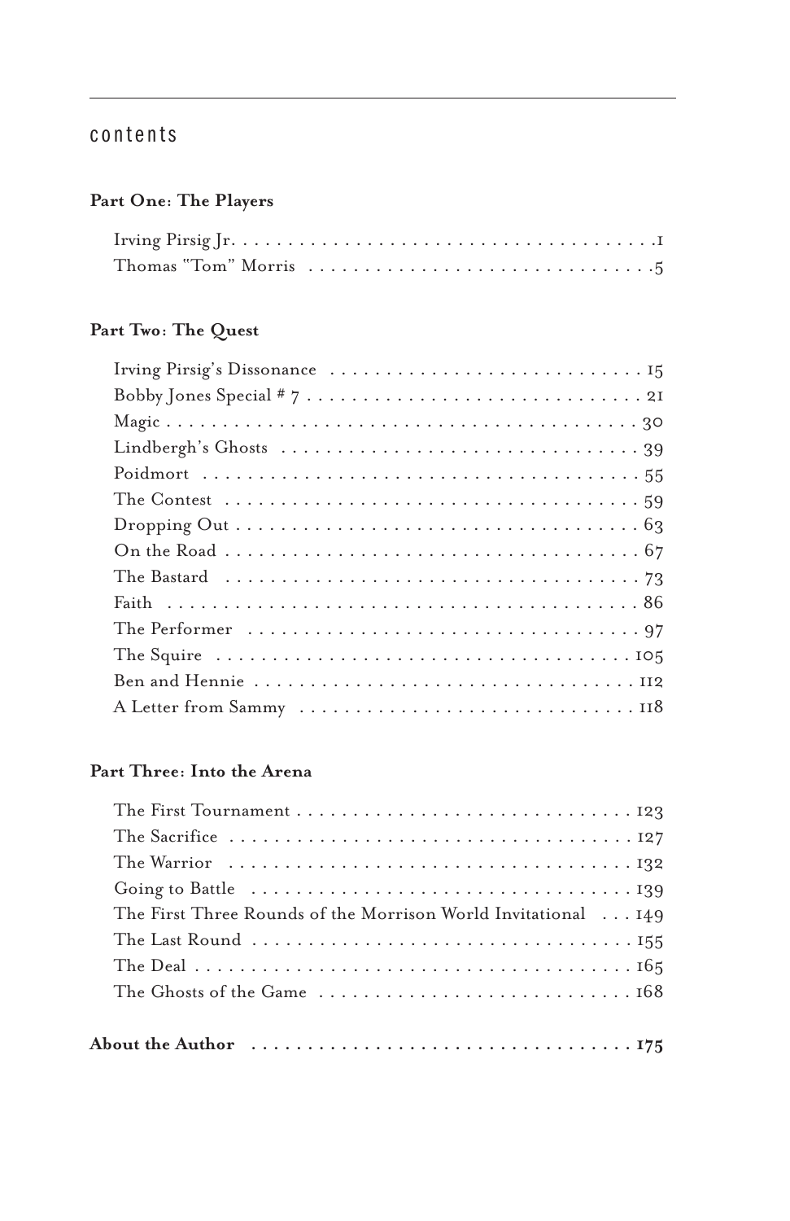# contents

## Part One: The Players

- Irving Pirsig Jr. . . . . . . . . . . 1
- Thomas "Tom" Morris . . . . . . . . . . 5

## Part Two: The Quest

- Irving Pirsig's Dissonance . . . . . . . . . . 15
- Bobby Jones Special # 7 . . . . . . . . . . 21
- Magic . . . . . . . . . . 30
- Lindbergh's Ghosts . . . . . . . . . . 39
- Poidmort . . . . . . . . . . 55
- The Contest . . . . . . . . . . 59
- Dropping Out . . . . . . . . . . 63
- On the Road . . . . . . . . . . 67
- The Bastard . . . . . . . . . . 73
- Faith . . . . . . . . . . 86
- The Performer . . . . . . . . . . 97
- The Squire . . . . . . . . . . 105
- Ben and Hennie . . . . . . . . . . 112
- A Letter from Sammy . . . . . . . . . . 118

## Part Three: Into the Arena

- The First Tournament . . . . . . . . . . 123
- The Sacrifice . . . . . . . . . . 127
- The Warrior . . . . . . . . . . 132
- Going to Battle . . . . . . . . . . 139
- The First Three Rounds of the Morrison World Invitational . . . 149
- The Last Round . . . . . . . . . . 155
- The Deal . . . . . . . . . . 165
- The Ghosts of the Game . . . . . . . . . . 168

**About the Author . . . . . . . . . . 175**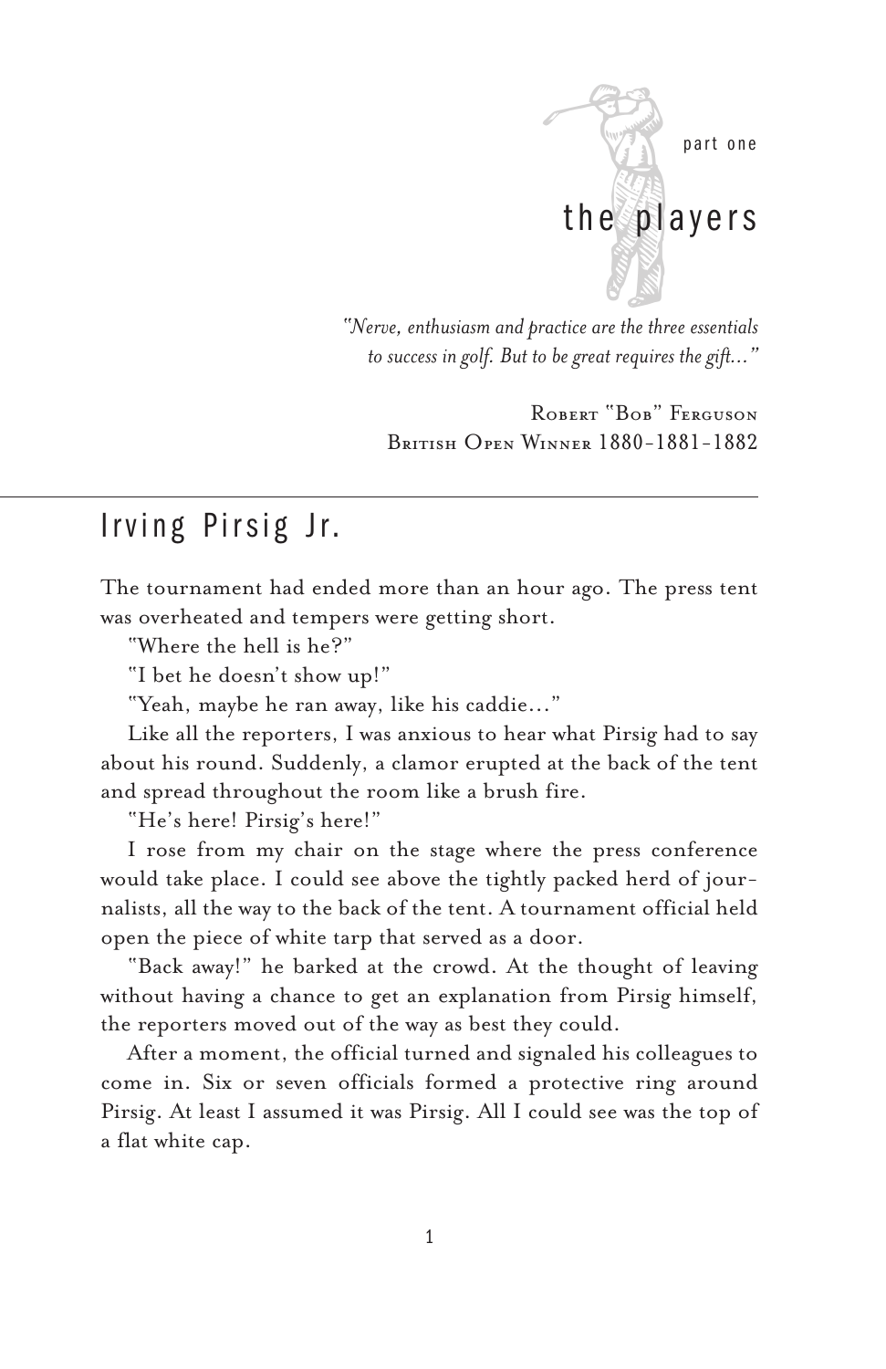part one

# the players

*"Nerve, enthusiasm and practice are the three essentials to success in golf. But to be great requires the gift..."*

Robert "Bob" Ferguson
British Open Winner 1880-1881-1882

## Irving Pirsig Jr.

The tournament had ended more than an hour ago. The press tent was overheated and tempers were getting short.

"Where the hell is he?"

"I bet he doesn't show up!"

"Yeah, maybe he ran away, like his caddie..."

Like all the reporters, I was anxious to hear what Pirsig had to say about his round. Suddenly, a clamor erupted at the back of the tent and spread throughout the room like a brush fire.

"He's here! Pirsig's here!"

I rose from my chair on the stage where the press conference would take place. I could see above the tightly packed herd of journalists, all the way to the back of the tent. A tournament official held open the piece of white tarp that served as a door.

"Back away!" he barked at the crowd. At the thought of leaving without having a chance to get an explanation from Pirsig himself, the reporters moved out of the way as best they could.

After a moment, the official turned and signaled his colleagues to come in. Six or seven officials formed a protective ring around Pirsig. At least I assumed it was Pirsig. All I could see was the top of a flat white cap.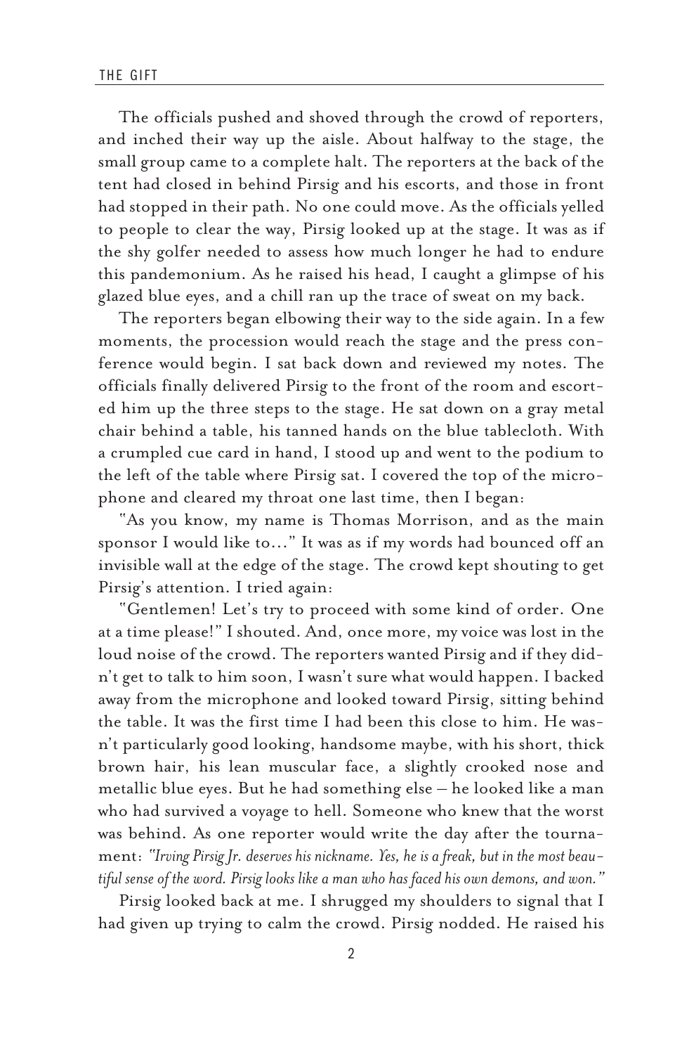The officials pushed and shoved through the crowd of reporters, and inched their way up the aisle. About halfway to the stage, the small group came to a complete halt. The reporters at the back of the tent had closed in behind Pirsig and his escorts, and those in front had stopped in their path. No one could move. As the officials yelled to people to clear the way, Pirsig looked up at the stage. It was as if the shy golfer needed to assess how much longer he had to endure this pandemonium. As he raised his head, I caught a glimpse of his glazed blue eyes, and a chill ran up the trace of sweat on my back.

The reporters began elbowing their way to the side again. In a few moments, the procession would reach the stage and the press conference would begin. I sat back down and reviewed my notes. The officials finally delivered Pirsig to the front of the room and escorted him up the three steps to the stage. He sat down on a gray metal chair behind a table, his tanned hands on the blue tablecloth. With a crumpled cue card in hand, I stood up and went to the podium to the left of the table where Pirsig sat. I covered the top of the microphone and cleared my throat one last time, then I began:

"As you know, my name is Thomas Morrison, and as the main sponsor I would like to…" It was as if my words had bounced off an invisible wall at the edge of the stage. The crowd kept shouting to get Pirsig's attention. I tried again:

"Gentlemen! Let's try to proceed with some kind of order. One at a time please!" I shouted. And, once more, my voice was lost in the loud noise of the crowd. The reporters wanted Pirsig and if they didn't get to talk to him soon, I wasn't sure what would happen. I backed away from the microphone and looked toward Pirsig, sitting behind the table. It was the first time I had been this close to him. He wasn't particularly good looking, handsome maybe, with his short, thick brown hair, his lean muscular face, a slightly crooked nose and metallic blue eyes. But he had something else – he looked like a man who had survived a voyage to hell. Someone who knew that the worst was behind. As one reporter would write the day after the tournament: *"Irving Pirsig Jr. deserves his nickname. Yes, he is a freak, but in the most beautiful sense of the word. Pirsig looks like a man who has faced his own demons, and won."*

Pirsig looked back at me. I shrugged my shoulders to signal that I had given up trying to calm the crowd. Pirsig nodded. He raised his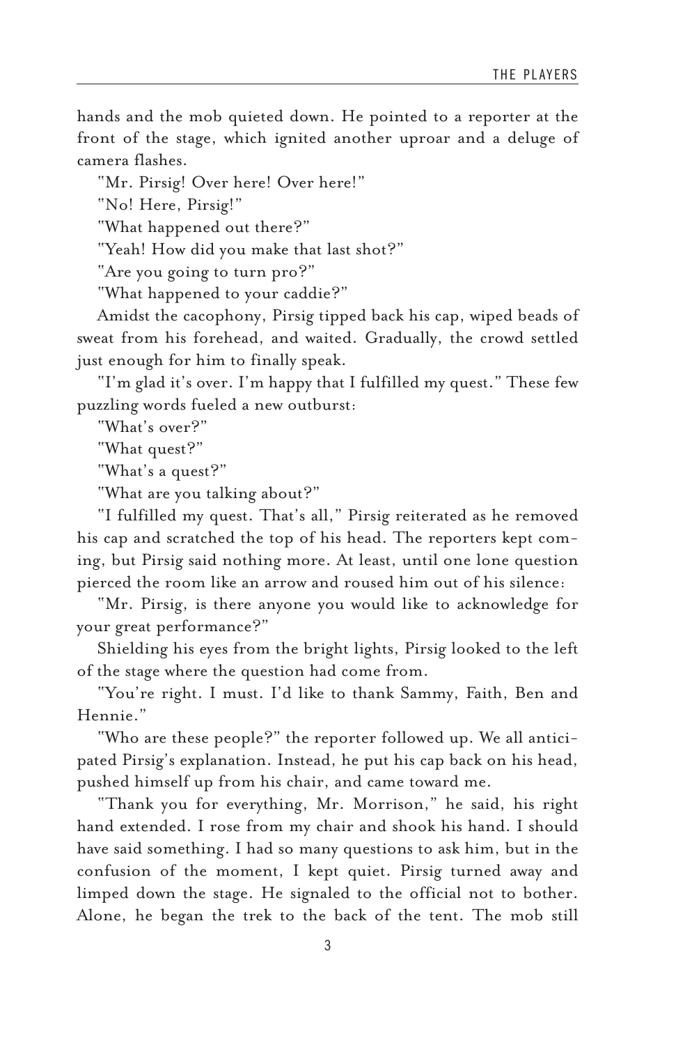hands and the mob quieted down. He pointed to a reporter at the front of the stage, which ignited another uproar and a deluge of camera flashes.

"Mr. Pirsig! Over here! Over here!"

"No! Here, Pirsig!"

"What happened out there?"

"Yeah! How did you make that last shot?"

"Are you going to turn pro?"

"What happened to your caddie?"

Amidst the cacophony, Pirsig tipped back his cap, wiped beads of sweat from his forehead, and waited. Gradually, the crowd settled just enough for him to finally speak.

"I'm glad it's over. I'm happy that I fulfilled my quest." These few puzzling words fueled a new outburst:

"What's over?"

"What quest?"

"What's a quest?"

"What are you talking about?"

"I fulfilled my quest. That's all," Pirsig reiterated as he removed his cap and scratched the top of his head. The reporters kept coming, but Pirsig said nothing more. At least, until one lone question pierced the room like an arrow and roused him out of his silence:

"Mr. Pirsig, is there anyone you would like to acknowledge for your great performance?"

Shielding his eyes from the bright lights, Pirsig looked to the left of the stage where the question had come from.

"You're right. I must. I'd like to thank Sammy, Faith, Ben and Hennie."

"Who are these people?" the reporter followed up. We all anticipated Pirsig's explanation. Instead, he put his cap back on his head, pushed himself up from his chair, and came toward me.

"Thank you for everything, Mr. Morrison," he said, his right hand extended. I rose from my chair and shook his hand. I should have said something. I had so many questions to ask him, but in the confusion of the moment, I kept quiet. Pirsig turned away and limped down the stage. He signaled to the official not to bother. Alone, he began the trek to the back of the tent. The mob still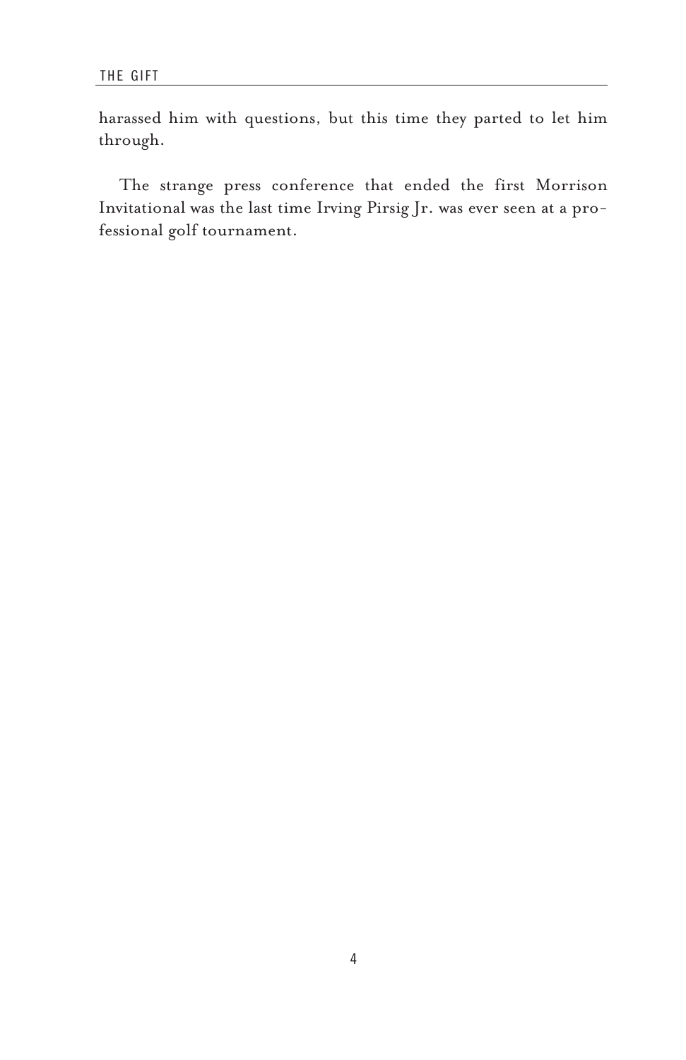harassed him with questions, but this time they parted to let him through.

The strange press conference that ended the first Morrison Invitational was the last time Irving Pirsig Jr. was ever seen at a professional golf tournament.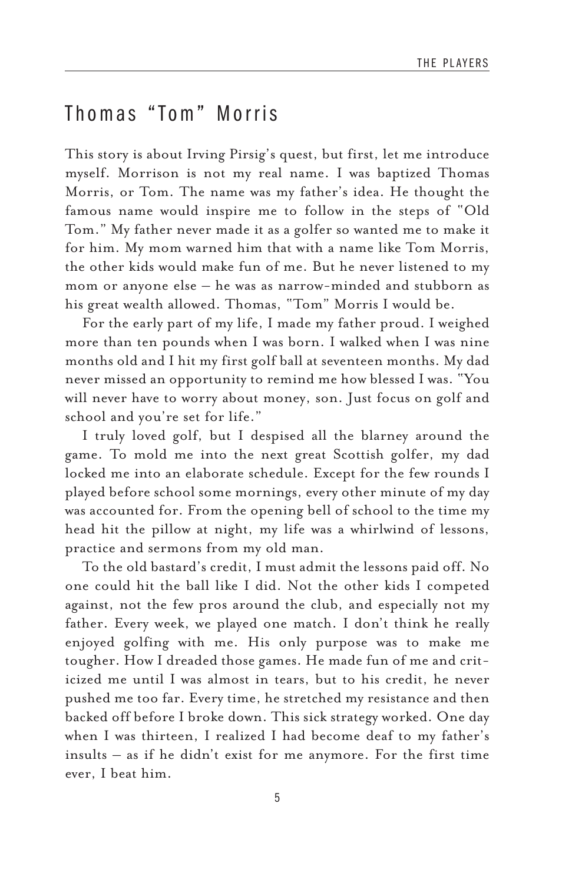## Thomas "Tom" Morris

This story is about Irving Pirsig's quest, but first, let me introduce myself. Morrison is not my real name. I was baptized Thomas Morris, or Tom. The name was my father's idea. He thought the famous name would inspire me to follow in the steps of "Old Tom." My father never made it as a golfer so wanted me to make it for him. My mom warned him that with a name like Tom Morris, the other kids would make fun of me. But he never listened to my mom or anyone else – he was as narrow-minded and stubborn as his great wealth allowed. Thomas, "Tom" Morris I would be.

For the early part of my life, I made my father proud. I weighed more than ten pounds when I was born. I walked when I was nine months old and I hit my first golf ball at seventeen months. My dad never missed an opportunity to remind me how blessed I was. "You will never have to worry about money, son. Just focus on golf and school and you're set for life."

I truly loved golf, but I despised all the blarney around the game. To mold me into the next great Scottish golfer, my dad locked me into an elaborate schedule. Except for the few rounds I played before school some mornings, every other minute of my day was accounted for. From the opening bell of school to the time my head hit the pillow at night, my life was a whirlwind of lessons, practice and sermons from my old man.

To the old bastard's credit, I must admit the lessons paid off. No one could hit the ball like I did. Not the other kids I competed against, not the few pros around the club, and especially not my father. Every week, we played one match. I don't think he really enjoyed golfing with me. His only purpose was to make me tougher. How I dreaded those games. He made fun of me and criticized me until I was almost in tears, but to his credit, he never pushed me too far. Every time, he stretched my resistance and then backed off before I broke down. This sick strategy worked. One day when I was thirteen, I realized I had become deaf to my father's insults – as if he didn't exist for me anymore. For the first time ever, I beat him.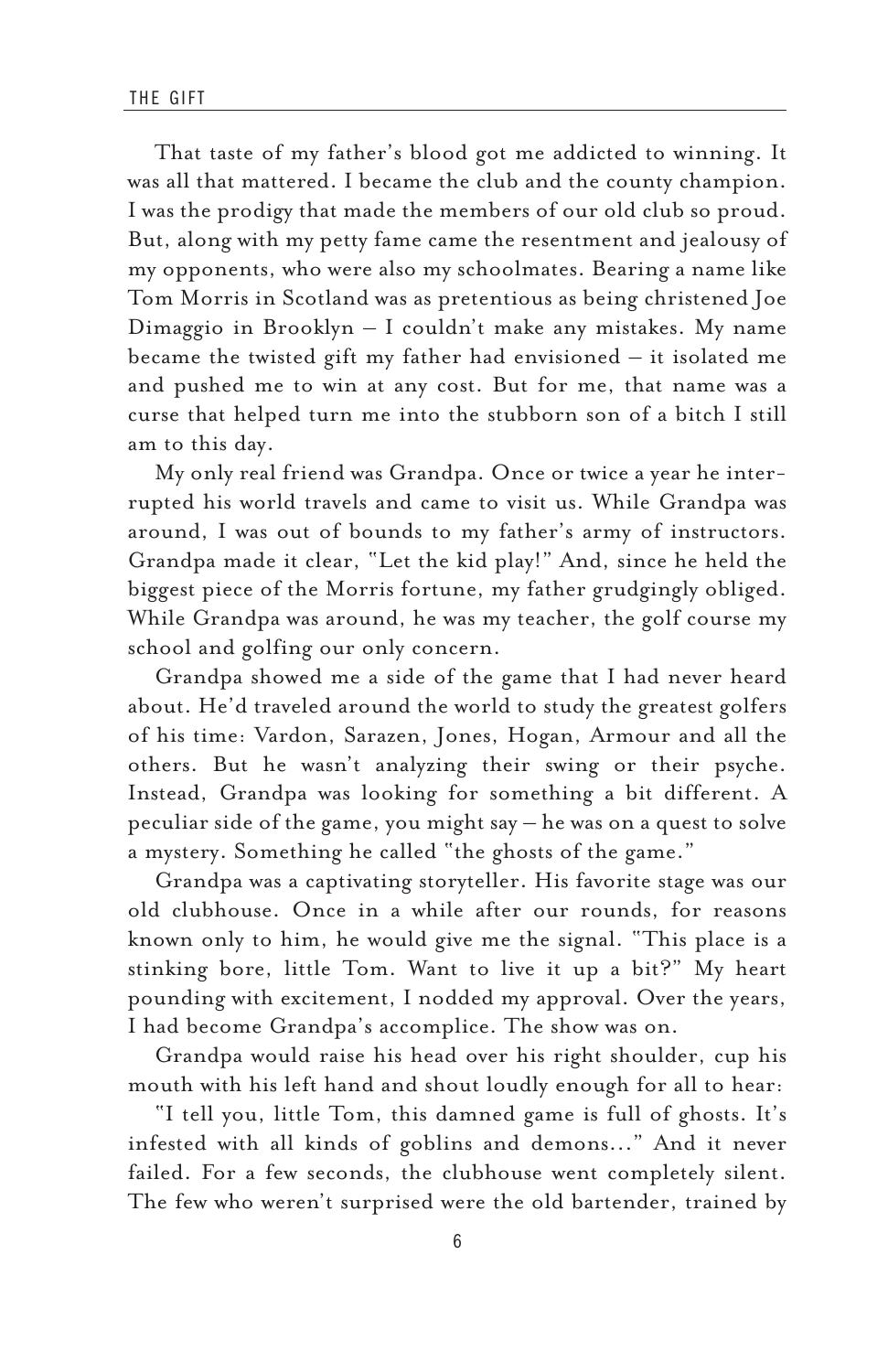That taste of my father's blood got me addicted to winning. It was all that mattered. I became the club and the county champion. I was the prodigy that made the members of our old club so proud. But, along with my petty fame came the resentment and jealousy of my opponents, who were also my schoolmates. Bearing a name like Tom Morris in Scotland was as pretentious as being christened Joe Dimaggio in Brooklyn – I couldn't make any mistakes. My name became the twisted gift my father had envisioned – it isolated me and pushed me to win at any cost. But for me, that name was a curse that helped turn me into the stubborn son of a bitch I still am to this day.

My only real friend was Grandpa. Once or twice a year he interrupted his world travels and came to visit us. While Grandpa was around, I was out of bounds to my father's army of instructors. Grandpa made it clear, "Let the kid play!" And, since he held the biggest piece of the Morris fortune, my father grudgingly obliged. While Grandpa was around, he was my teacher, the golf course my school and golfing our only concern.

Grandpa showed me a side of the game that I had never heard about. He'd traveled around the world to study the greatest golfers of his time: Vardon, Sarazen, Jones, Hogan, Armour and all the others. But he wasn't analyzing their swing or their psyche. Instead, Grandpa was looking for something a bit different. A peculiar side of the game, you might say – he was on a quest to solve a mystery. Something he called "the ghosts of the game."

Grandpa was a captivating storyteller. His favorite stage was our old clubhouse. Once in a while after our rounds, for reasons known only to him, he would give me the signal. "This place is a stinking bore, little Tom. Want to live it up a bit?" My heart pounding with excitement, I nodded my approval. Over the years, I had become Grandpa's accomplice. The show was on.

Grandpa would raise his head over his right shoulder, cup his mouth with his left hand and shout loudly enough for all to hear:

"I tell you, little Tom, this damned game is full of ghosts. It's infested with all kinds of goblins and demons..." And it never failed. For a few seconds, the clubhouse went completely silent. The few who weren't surprised were the old bartender, trained by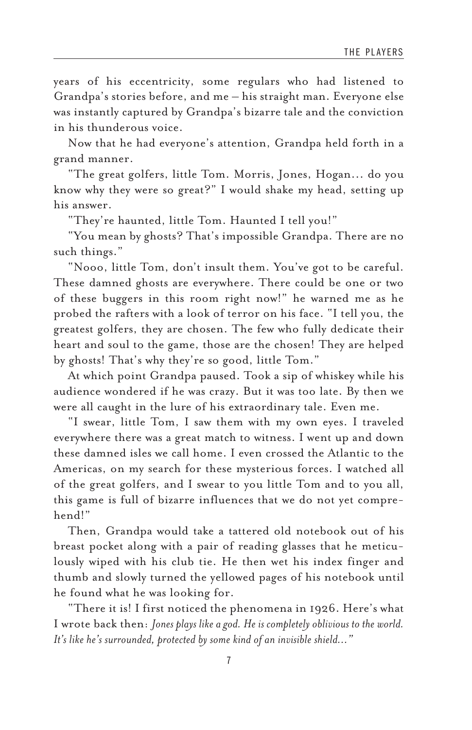years of his eccentricity, some regulars who had listened to Grandpa's stories before, and me – his straight man. Everyone else was instantly captured by Grandpa's bizarre tale and the conviction in his thunderous voice.

Now that he had everyone's attention, Grandpa held forth in a grand manner.

"The great golfers, little Tom. Morris, Jones, Hogan... do you know why they were so great?" I would shake my head, setting up his answer.

"They're haunted, little Tom. Haunted I tell you!"

"You mean by ghosts? That's impossible Grandpa. There are no such things."

"Nooo, little Tom, don't insult them. You've got to be careful. These damned ghosts are everywhere. There could be one or two of these buggers in this room right now!" he warned me as he probed the rafters with a look of terror on his face. "I tell you, the greatest golfers, they are chosen. The few who fully dedicate their heart and soul to the game, those are the chosen! They are helped by ghosts! That's why they're so good, little Tom."

At which point Grandpa paused. Took a sip of whiskey while his audience wondered if he was crazy. But it was too late. By then we were all caught in the lure of his extraordinary tale. Even me.

"I swear, little Tom, I saw them with my own eyes. I traveled everywhere there was a great match to witness. I went up and down these damned isles we call home. I even crossed the Atlantic to the Americas, on my search for these mysterious forces. I watched all of the great golfers, and I swear to you little Tom and to you all, this game is full of bizarre influences that we do not yet comprehend!"

Then, Grandpa would take a tattered old notebook out of his breast pocket along with a pair of reading glasses that he meticulously wiped with his club tie. He then wet his index finger and thumb and slowly turned the yellowed pages of his notebook until he found what he was looking for.

"There it is! I first noticed the phenomena in 1926. Here's what I wrote back then: *Jones plays like a god. He is completely oblivious to the world. It's like he's surrounded, protected by some kind of an invisible shield...*"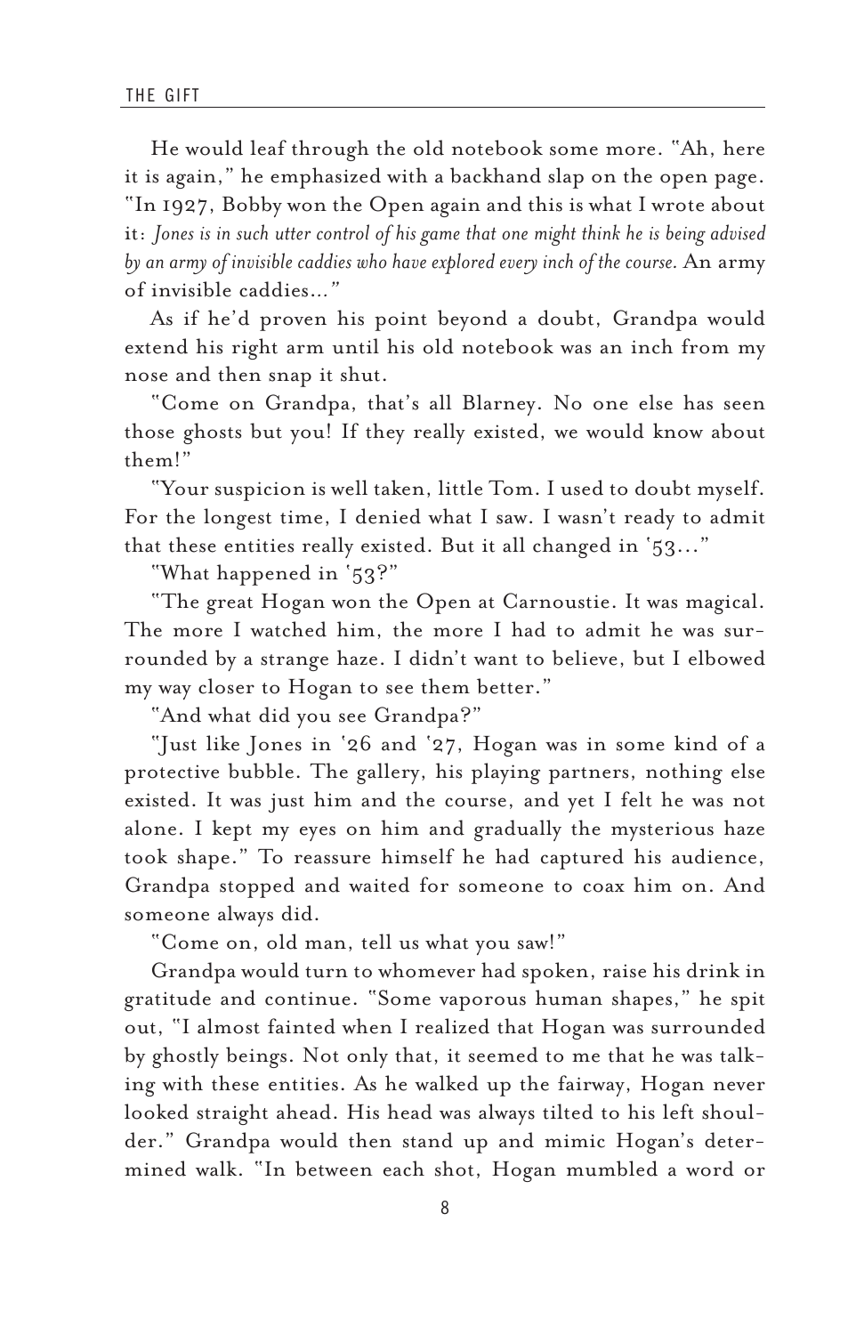He would leaf through the old notebook some more. "Ah, here it is again," he emphasized with a backhand slap on the open page. "In 1927, Bobby won the Open again and this is what I wrote about it: *Jones is in such utter control of his game that one might think he is being advised by an army of invisible caddies who have explored every inch of the course.* An army of invisible caddies..."

As if he'd proven his point beyond a doubt, Grandpa would extend his right arm until his old notebook was an inch from my nose and then snap it shut.

"Come on Grandpa, that's all Blarney. No one else has seen those ghosts but you! If they really existed, we would know about them!"

"Your suspicion is well taken, little Tom. I used to doubt myself. For the longest time, I denied what I saw. I wasn't ready to admit that these entities really existed. But it all changed in '53..."

"What happened in '53?"

"The great Hogan won the Open at Carnoustie. It was magical. The more I watched him, the more I had to admit he was surrounded by a strange haze. I didn't want to believe, but I elbowed my way closer to Hogan to see them better."

"And what did you see Grandpa?"

"Just like Jones in '26 and '27, Hogan was in some kind of a protective bubble. The gallery, his playing partners, nothing else existed. It was just him and the course, and yet I felt he was not alone. I kept my eyes on him and gradually the mysterious haze took shape." To reassure himself he had captured his audience, Grandpa stopped and waited for someone to coax him on. And someone always did.

"Come on, old man, tell us what you saw!"

Grandpa would turn to whomever had spoken, raise his drink in gratitude and continue. "Some vaporous human shapes," he spit out, "I almost fainted when I realized that Hogan was surrounded by ghostly beings. Not only that, it seemed to me that he was talking with these entities. As he walked up the fairway, Hogan never looked straight ahead. His head was always tilted to his left shoulder." Grandpa would then stand up and mimic Hogan's determined walk. "In between each shot, Hogan mumbled a word or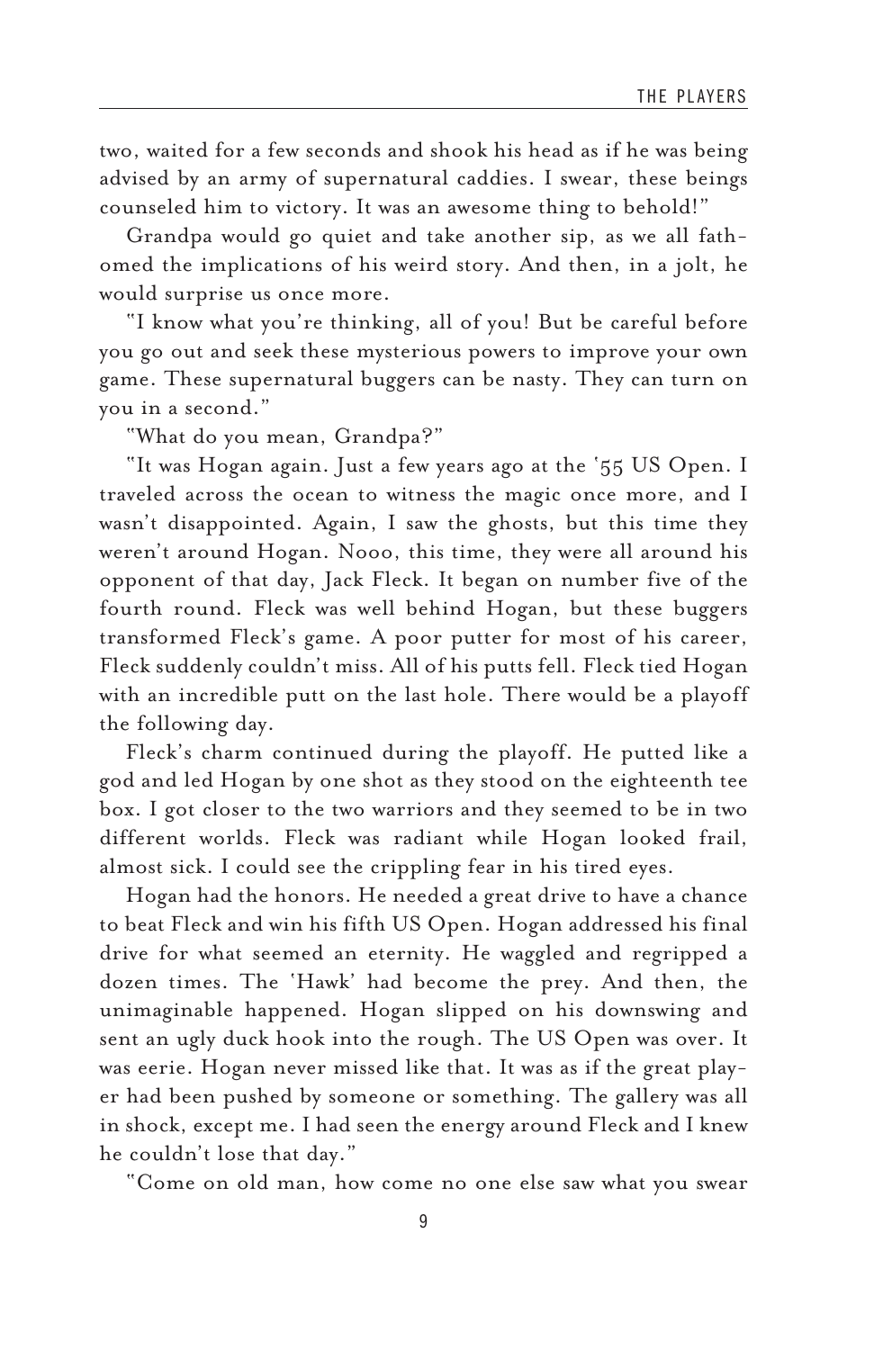two, waited for a few seconds and shook his head as if he was being advised by an army of supernatural caddies. I swear, these beings counseled him to victory. It was an awesome thing to behold!"

Grandpa would go quiet and take another sip, as we all fathomed the implications of his weird story. And then, in a jolt, he would surprise us once more.

"I know what you're thinking, all of you! But be careful before you go out and seek these mysterious powers to improve your own game. These supernatural buggers can be nasty. They can turn on you in a second."

"What do you mean, Grandpa?"

"It was Hogan again. Just a few years ago at the '55 US Open. I traveled across the ocean to witness the magic once more, and I wasn't disappointed. Again, I saw the ghosts, but this time they weren't around Hogan. Nooo, this time, they were all around his opponent of that day, Jack Fleck. It began on number five of the fourth round. Fleck was well behind Hogan, but these buggers transformed Fleck's game. A poor putter for most of his career, Fleck suddenly couldn't miss. All of his putts fell. Fleck tied Hogan with an incredible putt on the last hole. There would be a playoff the following day.

Fleck's charm continued during the playoff. He putted like a god and led Hogan by one shot as they stood on the eighteenth tee box. I got closer to the two warriors and they seemed to be in two different worlds. Fleck was radiant while Hogan looked frail, almost sick. I could see the crippling fear in his tired eyes.

Hogan had the honors. He needed a great drive to have a chance to beat Fleck and win his fifth US Open. Hogan addressed his final drive for what seemed an eternity. He waggled and regripped a dozen times. The 'Hawk' had become the prey. And then, the unimaginable happened. Hogan slipped on his downswing and sent an ugly duck hook into the rough. The US Open was over. It was eerie. Hogan never missed like that. It was as if the great player had been pushed by someone or something. The gallery was all in shock, except me. I had seen the energy around Fleck and I knew he couldn't lose that day."

"Come on old man, how come no one else saw what you swear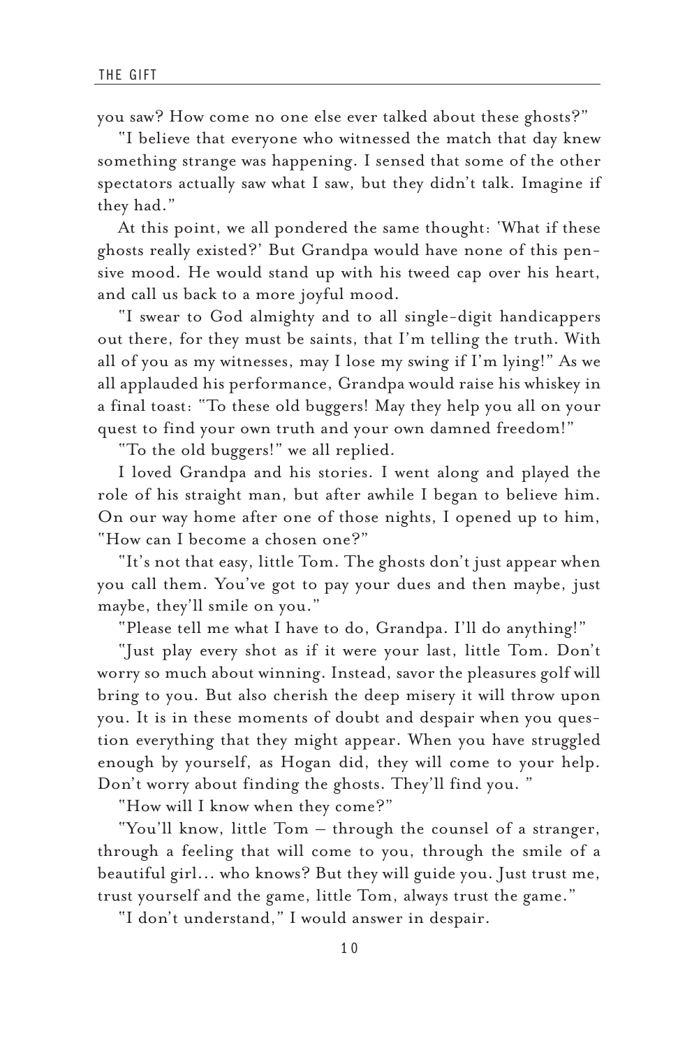you saw? How come no one else ever talked about these ghosts?"

"I believe that everyone who witnessed the match that day knew something strange was happening. I sensed that some of the other spectators actually saw what I saw, but they didn't talk. Imagine if they had."

At this point, we all pondered the same thought: 'What if these ghosts really existed?' But Grandpa would have none of this pensive mood. He would stand up with his tweed cap over his heart, and call us back to a more joyful mood.

"I swear to God almighty and to all single-digit handicappers out there, for they must be saints, that I'm telling the truth. With all of you as my witnesses, may I lose my swing if I'm lying!" As we all applauded his performance, Grandpa would raise his whiskey in a final toast: "To these old buggers! May they help you all on your quest to find your own truth and your own damned freedom!"

"To the old buggers!" we all replied.

I loved Grandpa and his stories. I went along and played the role of his straight man, but after awhile I began to believe him. On our way home after one of those nights, I opened up to him, "How can I become a chosen one?"

"It's not that easy, little Tom. The ghosts don't just appear when you call them. You've got to pay your dues and then maybe, just maybe, they'll smile on you."

"Please tell me what I have to do, Grandpa. I'll do anything!"

"Just play every shot as if it were your last, little Tom. Don't worry so much about winning. Instead, savor the pleasures golf will bring to you. But also cherish the deep misery it will throw upon you. It is in these moments of doubt and despair when you question everything that they might appear. When you have struggled enough by yourself, as Hogan did, they will come to your help. Don't worry about finding the ghosts. They'll find you. "

"How will I know when they come?"

"You'll know, little Tom – through the counsel of a stranger, through a feeling that will come to you, through the smile of a beautiful girl… who knows? But they will guide you. Just trust me, trust yourself and the game, little Tom, always trust the game."

"I don't understand," I would answer in despair.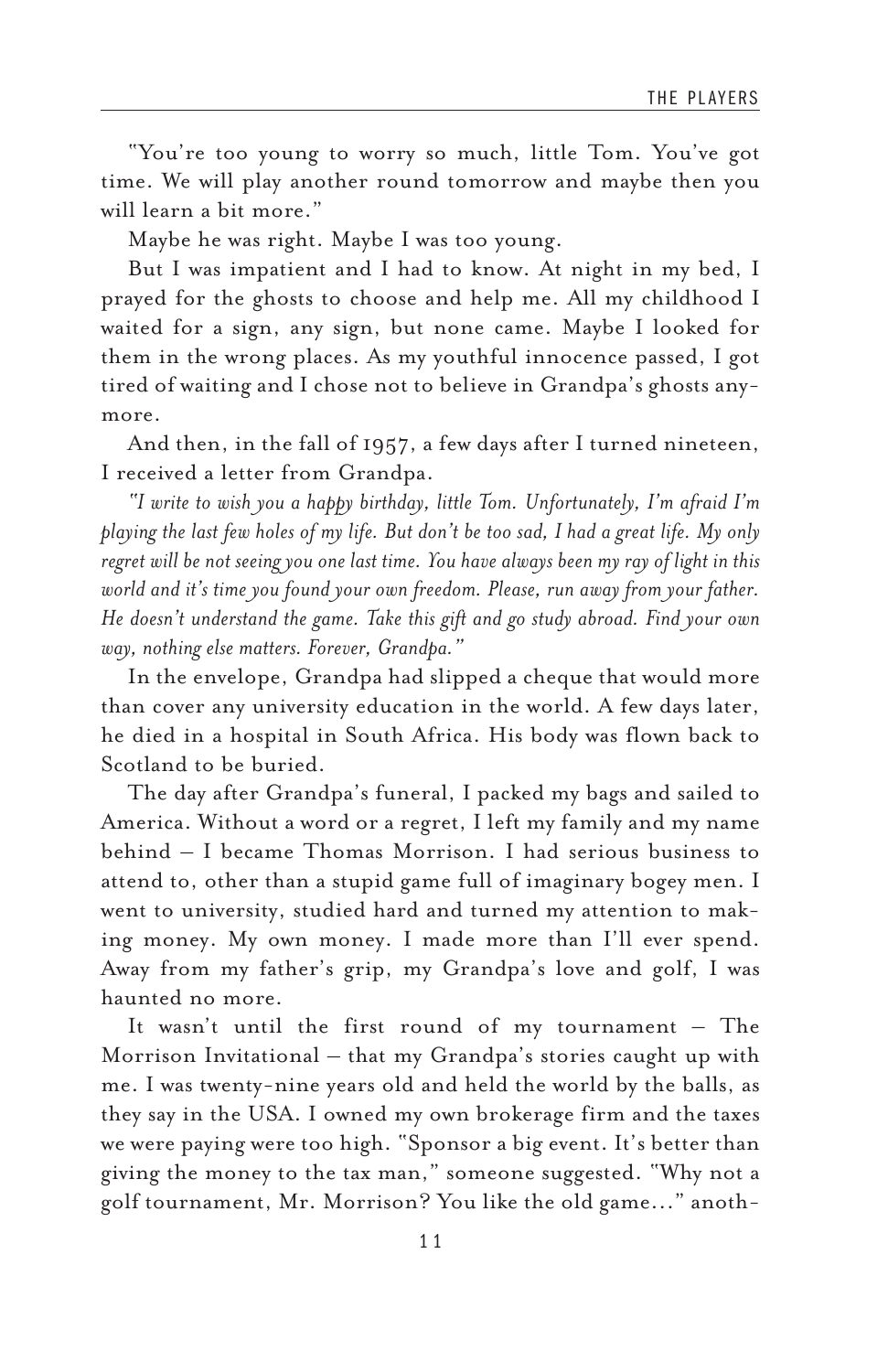"You're too young to worry so much, little Tom. You've got time. We will play another round tomorrow and maybe then you will learn a bit more."

Maybe he was right. Maybe I was too young.

But I was impatient and I had to know. At night in my bed, I prayed for the ghosts to choose and help me. All my childhood I waited for a sign, any sign, but none came. Maybe I looked for them in the wrong places. As my youthful innocence passed, I got tired of waiting and I chose not to believe in Grandpa's ghosts anymore.

And then, in the fall of 1957, a few days after I turned nineteen, I received a letter from Grandpa.

*"I write to wish you a happy birthday, little Tom. Unfortunately, I'm afraid I'm playing the last few holes of my life. But don't be too sad, I had a great life. My only regret will be not seeing you one last time. You have always been my ray of light in this world and it's time you found your own freedom. Please, run away from your father. He doesn't understand the game. Take this gift and go study abroad. Find your own way, nothing else matters. Forever, Grandpa."*

In the envelope, Grandpa had slipped a cheque that would more than cover any university education in the world. A few days later, he died in a hospital in South Africa. His body was flown back to Scotland to be buried.

The day after Grandpa's funeral, I packed my bags and sailed to America. Without a word or a regret, I left my family and my name behind – I became Thomas Morrison. I had serious business to attend to, other than a stupid game full of imaginary bogey men. I went to university, studied hard and turned my attention to making money. My own money. I made more than I'll ever spend. Away from my father's grip, my Grandpa's love and golf, I was haunted no more.

It wasn't until the first round of my tournament – The Morrison Invitational – that my Grandpa's stories caught up with me. I was twenty-nine years old and held the world by the balls, as they say in the USA. I owned my own brokerage firm and the taxes we were paying were too high. "Sponsor a big event. It's better than giving the money to the tax man," someone suggested. "Why not a golf tournament, Mr. Morrison? You like the old game..." anoth-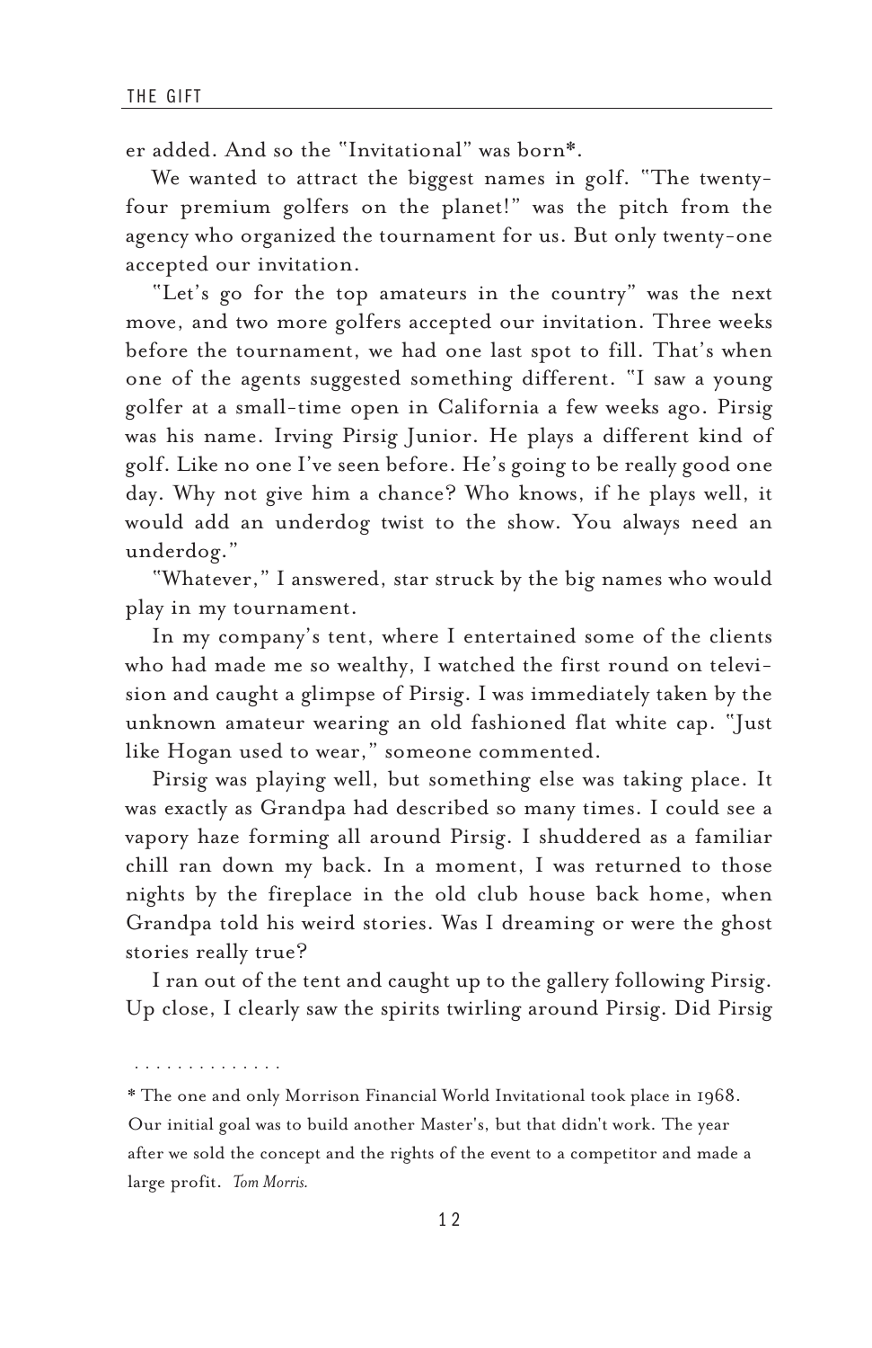er added. And so the "Invitational" was born*.

We wanted to attract the biggest names in golf. "The twenty-four premium golfers on the planet!" was the pitch from the agency who organized the tournament for us. But only twenty-one accepted our invitation.

"Let's go for the top amateurs in the country" was the next move, and two more golfers accepted our invitation. Three weeks before the tournament, we had one last spot to fill. That's when one of the agents suggested something different. "I saw a young golfer at a small-time open in California a few weeks ago. Pirsig was his name. Irving Pirsig Junior. He plays a different kind of golf. Like no one I've seen before. He's going to be really good one day. Why not give him a chance? Who knows, if he plays well, it would add an underdog twist to the show. You always need an underdog."

"Whatever," I answered, star struck by the big names who would play in my tournament.

In my company's tent, where I entertained some of the clients who had made me so wealthy, I watched the first round on television and caught a glimpse of Pirsig. I was immediately taken by the unknown amateur wearing an old fashioned flat white cap. "Just like Hogan used to wear," someone commented.

Pirsig was playing well, but something else was taking place. It was exactly as Grandpa had described so many times. I could see a vapory haze forming all around Pirsig. I shuddered as a familiar chill ran down my back. In a moment, I was returned to those nights by the fireplace in the old club house back home, when Grandpa told his weird stories. Was I dreaming or were the ghost stories really true?

I ran out of the tent and caught up to the gallery following Pirsig. Up close, I clearly saw the spirits twirling around Pirsig. Did Pirsig

. . . . . . . . . . . . . .

* The one and only Morrison Financial World Invitational took place in 1968. Our initial goal was to build another Master's, but that didn't work. The year after we sold the concept and the rights of the event to a competitor and made a large profit. *Tom Morris.*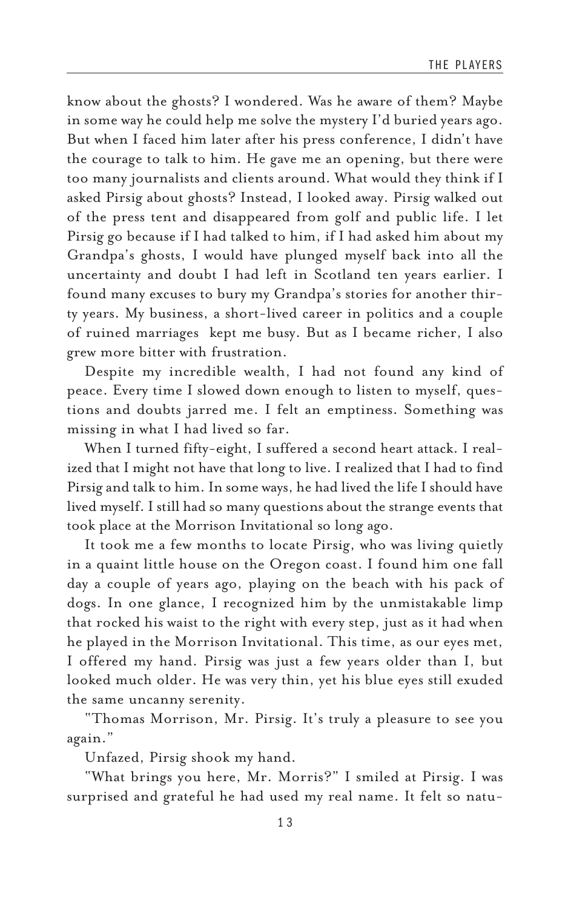know about the ghosts? I wondered. Was he aware of them? Maybe in some way he could help me solve the mystery I'd buried years ago. But when I faced him later after his press conference, I didn't have the courage to talk to him. He gave me an opening, but there were too many journalists and clients around. What would they think if I asked Pirsig about ghosts? Instead, I looked away. Pirsig walked out of the press tent and disappeared from golf and public life. I let Pirsig go because if I had talked to him, if I had asked him about my Grandpa's ghosts, I would have plunged myself back into all the uncertainty and doubt I had left in Scotland ten years earlier. I found many excuses to bury my Grandpa's stories for another thirty years. My business, a short-lived career in politics and a couple of ruined marriages kept me busy. But as I became richer, I also grew more bitter with frustration.

Despite my incredible wealth, I had not found any kind of peace. Every time I slowed down enough to listen to myself, questions and doubts jarred me. I felt an emptiness. Something was missing in what I had lived so far.

When I turned fifty-eight, I suffered a second heart attack. I realized that I might not have that long to live. I realized that I had to find Pirsig and talk to him. In some ways, he had lived the life I should have lived myself. I still had so many questions about the strange events that took place at the Morrison Invitational so long ago.

It took me a few months to locate Pirsig, who was living quietly in a quaint little house on the Oregon coast. I found him one fall day a couple of years ago, playing on the beach with his pack of dogs. In one glance, I recognized him by the unmistakable limp that rocked his waist to the right with every step, just as it had when he played in the Morrison Invitational. This time, as our eyes met, I offered my hand. Pirsig was just a few years older than I, but looked much older. He was very thin, yet his blue eyes still exuded the same uncanny serenity.

"Thomas Morrison, Mr. Pirsig. It's truly a pleasure to see you again."

Unfazed, Pirsig shook my hand.

"What brings you here, Mr. Morris?" I smiled at Pirsig. I was surprised and grateful he had used my real name. It felt so natu-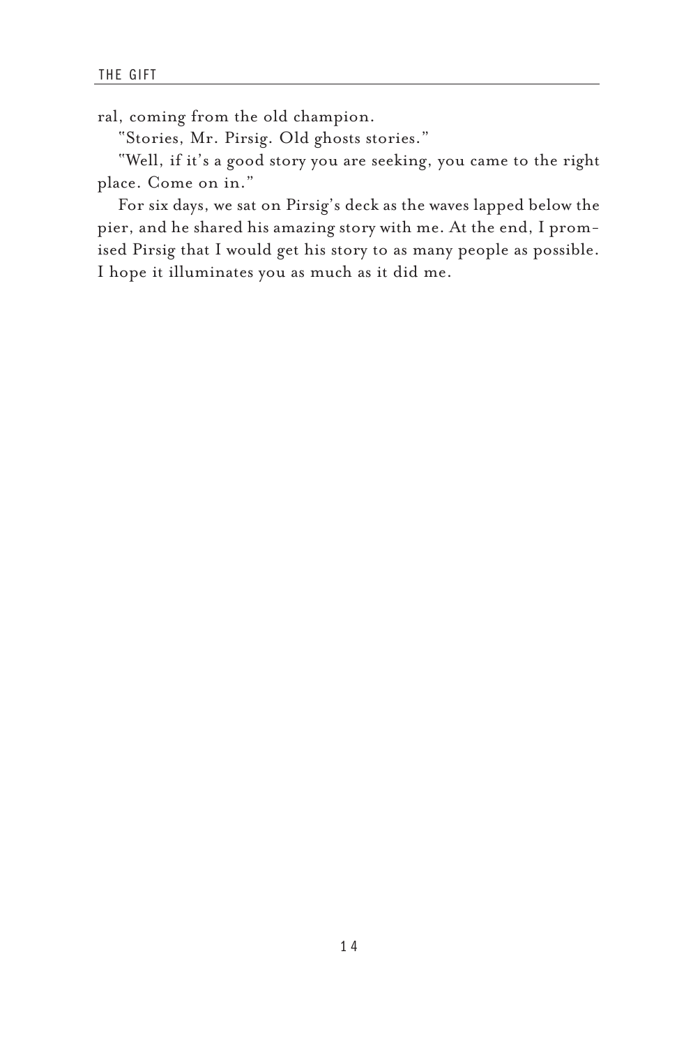ral, coming from the old champion.

"Stories, Mr. Pirsig. Old ghosts stories."

"Well, if it's a good story you are seeking, you came to the right place. Come on in."

For six days, we sat on Pirsig's deck as the waves lapped below the pier, and he shared his amazing story with me. At the end, I promised Pirsig that I would get his story to as many people as possible. I hope it illuminates you as much as it did me.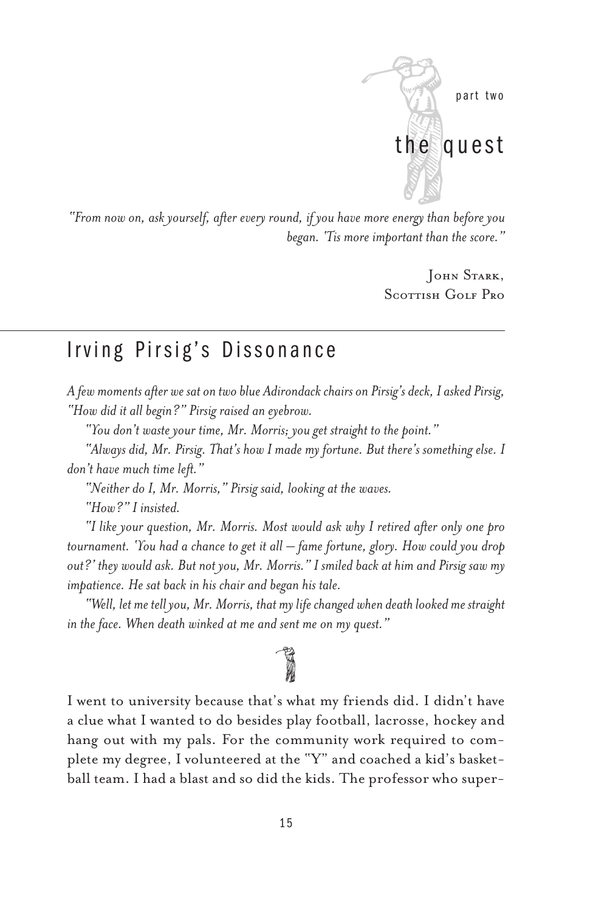part two

# the quest

*"From now on, ask yourself, after every round, if you have more energy than before you began. 'Tis more important than the score."*

John Stark,
Scottish Golf Pro

## Irving Pirsig's Dissonance

*A few moments after we sat on two blue Adirondack chairs on Pirsig's deck, I asked Pirsig, "How did it all begin?" Pirsig raised an eyebrow.*

*"You don't waste your time, Mr. Morris; you get straight to the point."*

*"Always did, Mr. Pirsig. That's how I made my fortune. But there's something else. I don't have much time left."*

*"Neither do I, Mr. Morris," Pirsig said, looking at the waves.*

*"How?" I insisted.*

*"I like your question, Mr. Morris. Most would ask why I retired after only one pro tournament. 'You had a chance to get it all — fame fortune, glory. How could you drop out?' they would ask. But not you, Mr. Morris." I smiled back at him and Pirsig saw my impatience. He sat back in his chair and began his tale.*

*"Well, let me tell you, Mr. Morris, that my life changed when death looked me straight in the face. When death winked at me and sent me on my quest."*

I went to university because that's what my friends did. I didn't have a clue what I wanted to do besides play football, lacrosse, hockey and hang out with my pals. For the community work required to complete my degree, I volunteered at the "Y" and coached a kid's basketball team. I had a blast and so did the kids. The professor who super-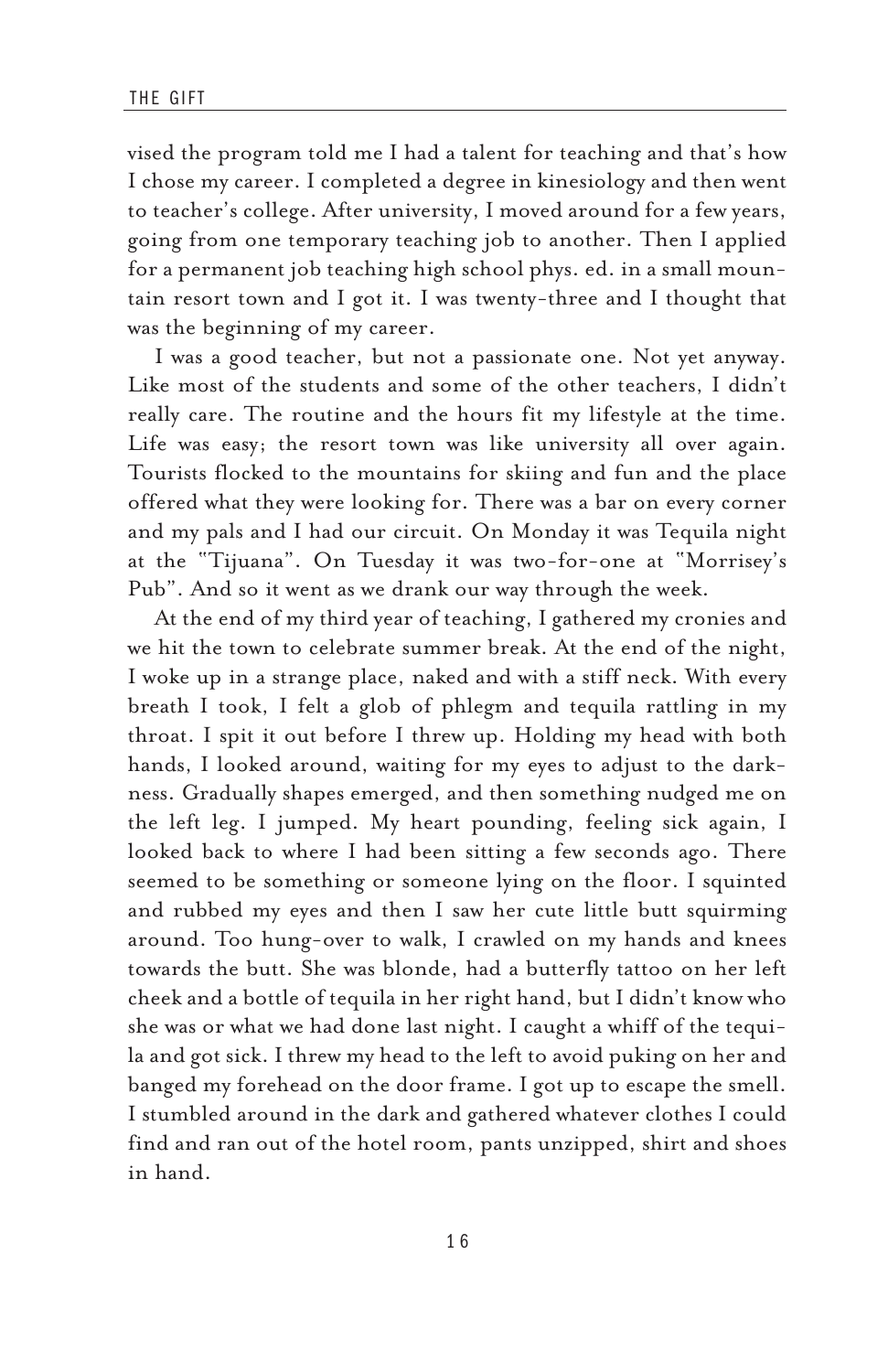vised the program told me I had a talent for teaching and that's how I chose my career. I completed a degree in kinesiology and then went to teacher's college. After university, I moved around for a few years, going from one temporary teaching job to another. Then I applied for a permanent job teaching high school phys. ed. in a small mountain resort town and I got it. I was twenty-three and I thought that was the beginning of my career.

I was a good teacher, but not a passionate one. Not yet anyway. Like most of the students and some of the other teachers, I didn't really care. The routine and the hours fit my lifestyle at the time. Life was easy; the resort town was like university all over again. Tourists flocked to the mountains for skiing and fun and the place offered what they were looking for. There was a bar on every corner and my pals and I had our circuit. On Monday it was Tequila night at the "Tijuana". On Tuesday it was two-for-one at "Morrisey's Pub". And so it went as we drank our way through the week.

At the end of my third year of teaching, I gathered my cronies and we hit the town to celebrate summer break. At the end of the night, I woke up in a strange place, naked and with a stiff neck. With every breath I took, I felt a glob of phlegm and tequila rattling in my throat. I spit it out before I threw up. Holding my head with both hands, I looked around, waiting for my eyes to adjust to the darkness. Gradually shapes emerged, and then something nudged me on the left leg. I jumped. My heart pounding, feeling sick again, I looked back to where I had been sitting a few seconds ago. There seemed to be something or someone lying on the floor. I squinted and rubbed my eyes and then I saw her cute little butt squirming around. Too hung-over to walk, I crawled on my hands and knees towards the butt. She was blonde, had a butterfly tattoo on her left cheek and a bottle of tequila in her right hand, but I didn't know who she was or what we had done last night. I caught a whiff of the tequila and got sick. I threw my head to the left to avoid puking on her and banged my forehead on the door frame. I got up to escape the smell. I stumbled around in the dark and gathered whatever clothes I could find and ran out of the hotel room, pants unzipped, shirt and shoes in hand.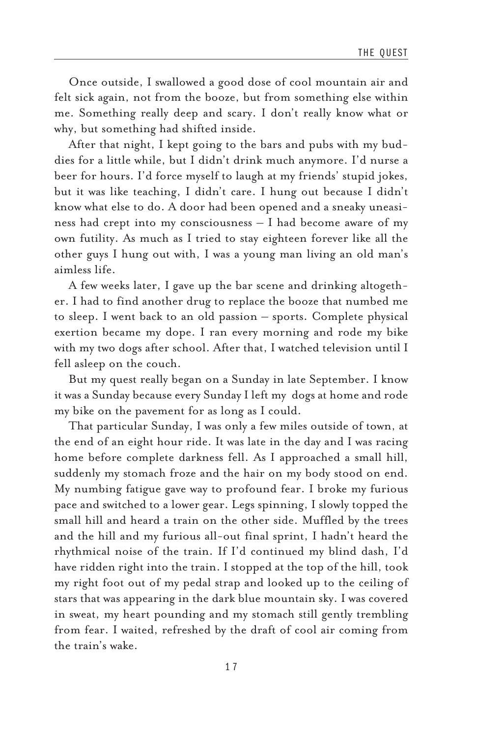Once outside, I swallowed a good dose of cool mountain air and felt sick again, not from the booze, but from something else within me. Something really deep and scary. I don't really know what or why, but something had shifted inside.

After that night, I kept going to the bars and pubs with my buddies for a little while, but I didn't drink much anymore. I'd nurse a beer for hours. I'd force myself to laugh at my friends' stupid jokes, but it was like teaching, I didn't care. I hung out because I didn't know what else to do. A door had been opened and a sneaky uneasiness had crept into my consciousness – I had become aware of my own futility. As much as I tried to stay eighteen forever like all the other guys I hung out with, I was a young man living an old man's aimless life.

A few weeks later, I gave up the bar scene and drinking altogether. I had to find another drug to replace the booze that numbed me to sleep. I went back to an old passion – sports. Complete physical exertion became my dope. I ran every morning and rode my bike with my two dogs after school. After that, I watched television until I fell asleep on the couch.

But my quest really began on a Sunday in late September. I know it was a Sunday because every Sunday I left my dogs at home and rode my bike on the pavement for as long as I could.

That particular Sunday, I was only a few miles outside of town, at the end of an eight hour ride. It was late in the day and I was racing home before complete darkness fell. As I approached a small hill, suddenly my stomach froze and the hair on my body stood on end. My numbing fatigue gave way to profound fear. I broke my furious pace and switched to a lower gear. Legs spinning, I slowly topped the small hill and heard a train on the other side. Muffled by the trees and the hill and my furious all-out final sprint, I hadn't heard the rhythmical noise of the train. If I'd continued my blind dash, I'd have ridden right into the train. I stopped at the top of the hill, took my right foot out of my pedal strap and looked up to the ceiling of stars that was appearing in the dark blue mountain sky. I was covered in sweat, my heart pounding and my stomach still gently trembling from fear. I waited, refreshed by the draft of cool air coming from the train's wake.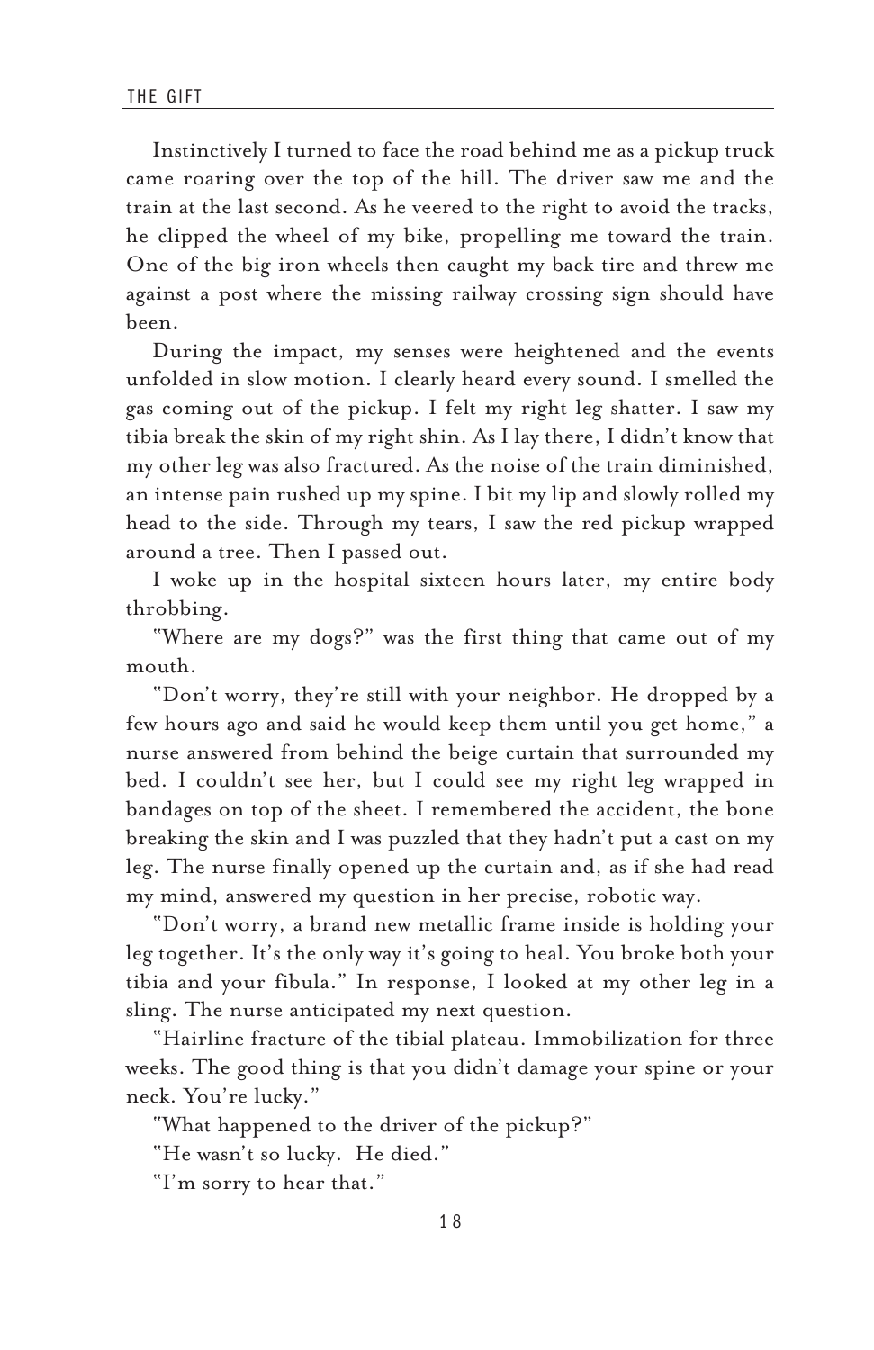Instinctively I turned to face the road behind me as a pickup truck came roaring over the top of the hill. The driver saw me and the train at the last second. As he veered to the right to avoid the tracks, he clipped the wheel of my bike, propelling me toward the train. One of the big iron wheels then caught my back tire and threw me against a post where the missing railway crossing sign should have been.

During the impact, my senses were heightened and the events unfolded in slow motion. I clearly heard every sound. I smelled the gas coming out of the pickup. I felt my right leg shatter. I saw my tibia break the skin of my right shin. As I lay there, I didn't know that my other leg was also fractured. As the noise of the train diminished, an intense pain rushed up my spine. I bit my lip and slowly rolled my head to the side. Through my tears, I saw the red pickup wrapped around a tree. Then I passed out.

I woke up in the hospital sixteen hours later, my entire body throbbing.

"Where are my dogs?" was the first thing that came out of my mouth.

"Don't worry, they're still with your neighbor. He dropped by a few hours ago and said he would keep them until you get home," a nurse answered from behind the beige curtain that surrounded my bed. I couldn't see her, but I could see my right leg wrapped in bandages on top of the sheet. I remembered the accident, the bone breaking the skin and I was puzzled that they hadn't put a cast on my leg. The nurse finally opened up the curtain and, as if she had read my mind, answered my question in her precise, robotic way.

"Don't worry, a brand new metallic frame inside is holding your leg together. It's the only way it's going to heal. You broke both your tibia and your fibula." In response, I looked at my other leg in a sling. The nurse anticipated my next question.

"Hairline fracture of the tibial plateau. Immobilization for three weeks. The good thing is that you didn't damage your spine or your neck. You're lucky."

"What happened to the driver of the pickup?"

"He wasn't so lucky. He died."

"I'm sorry to hear that."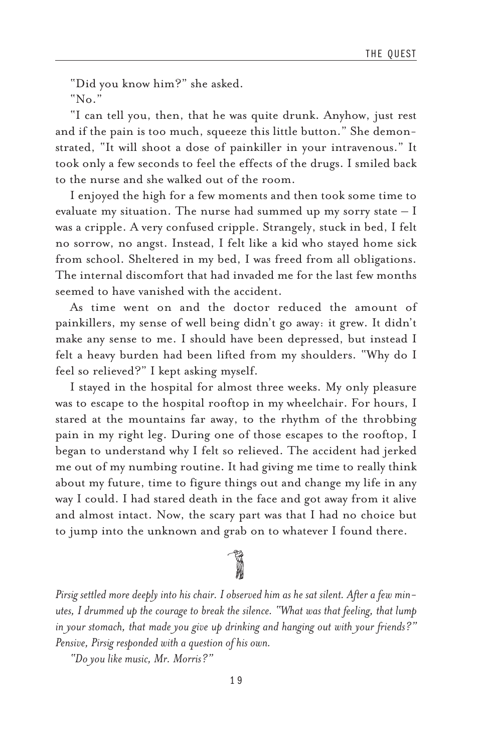"Did you know him?" she asked.

"No."

"I can tell you, then, that he was quite drunk. Anyhow, just rest and if the pain is too much, squeeze this little button." She demonstrated, "It will shoot a dose of painkiller in your intravenous." It took only a few seconds to feel the effects of the drugs. I smiled back to the nurse and she walked out of the room.

I enjoyed the high for a few moments and then took some time to evaluate my situation. The nurse had summed up my sorry state – I was a cripple. A very confused cripple. Strangely, stuck in bed, I felt no sorrow, no angst. Instead, I felt like a kid who stayed home sick from school. Sheltered in my bed, I was freed from all obligations. The internal discomfort that had invaded me for the last few months seemed to have vanished with the accident.

As time went on and the doctor reduced the amount of painkillers, my sense of well being didn't go away: it grew. It didn't make any sense to me. I should have been depressed, but instead I felt a heavy burden had been lifted from my shoulders. "Why do I feel so relieved?" I kept asking myself.

I stayed in the hospital for almost three weeks. My only pleasure was to escape to the hospital rooftop in my wheelchair. For hours, I stared at the mountains far away, to the rhythm of the throbbing pain in my right leg. During one of those escapes to the rooftop, I began to understand why I felt so relieved. The accident had jerked me out of my numbing routine. It had giving me time to really think about my future, time to figure things out and change my life in any way I could. I had stared death in the face and got away from it alive and almost intact. Now, the scary part was that I had no choice but to jump into the unknown and grab on to whatever I found there.

*Pirsig settled more deeply into his chair. I observed him as he sat silent. After a few minutes, I drummed up the courage to break the silence. "What was that feeling, that lump in your stomach, that made you give up drinking and hanging out with your friends?" Pensive, Pirsig responded with a question of his own.*

*"Do you like music, Mr. Morris?"*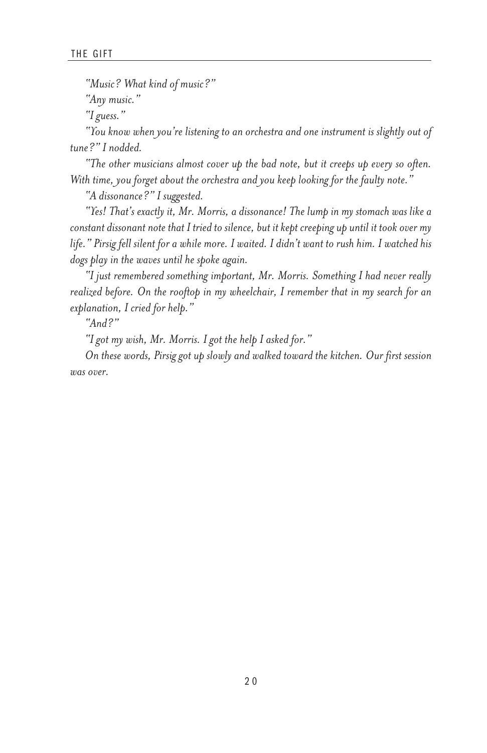*"Music? What kind of music?"*

*"Any music."*

*"I guess."*

*"You know when you're listening to an orchestra and one instrument is slightly out of tune?" I nodded.*

*"The other musicians almost cover up the bad note, but it creeps up every so often. With time, you forget about the orchestra and you keep looking for the faulty note."*

*"A dissonance?" I suggested.*

*"Yes! That's exactly it, Mr. Morris, a dissonance! The lump in my stomach was like a constant dissonant note that I tried to silence, but it kept creeping up until it took over my life." Pirsig fell silent for a while more. I waited. I didn't want to rush him. I watched his dogs play in the waves until he spoke again.*

*"I just remembered something important, Mr. Morris. Something I had never really realized before. On the rooftop in my wheelchair, I remember that in my search for an explanation, I cried for help."*

*"And?"*

*"I got my wish, Mr. Morris. I got the help I asked for."*

*On these words, Pirsig got up slowly and walked toward the kitchen. Our first session was over.*